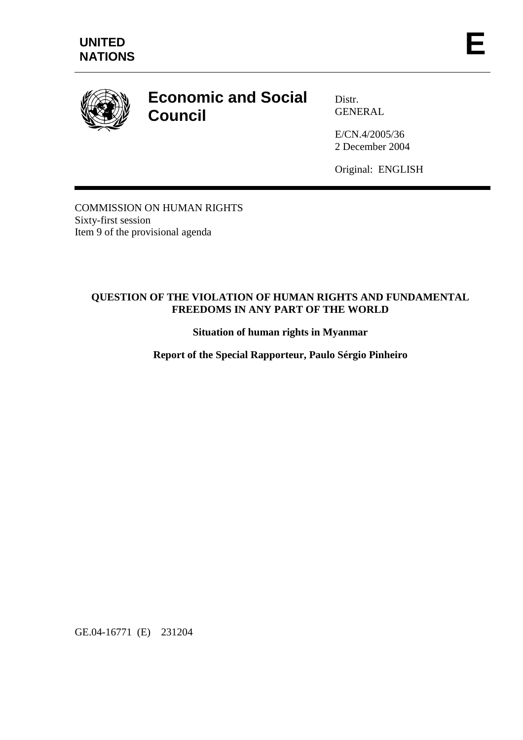**UNITED NATIONS**

**E**

# Economic and Social Council

Distr.
GENERAL

E/CN.4/2005/36
2 December 2004

Original: ENGLISH

COMMISSION ON HUMAN RIGHTS
Sixty-first session
Item 9 of the provisional agenda

## QUESTION OF THE VIOLATION OF HUMAN RIGHTS AND FUNDAMENTAL FREEDOMS IN ANY PART OF THE WORLD

### Situation of human rights in Myanmar

### Report of the Special Rapporteur, Paulo Sérgio Pinheiro

GE.04-16771 (E) 231204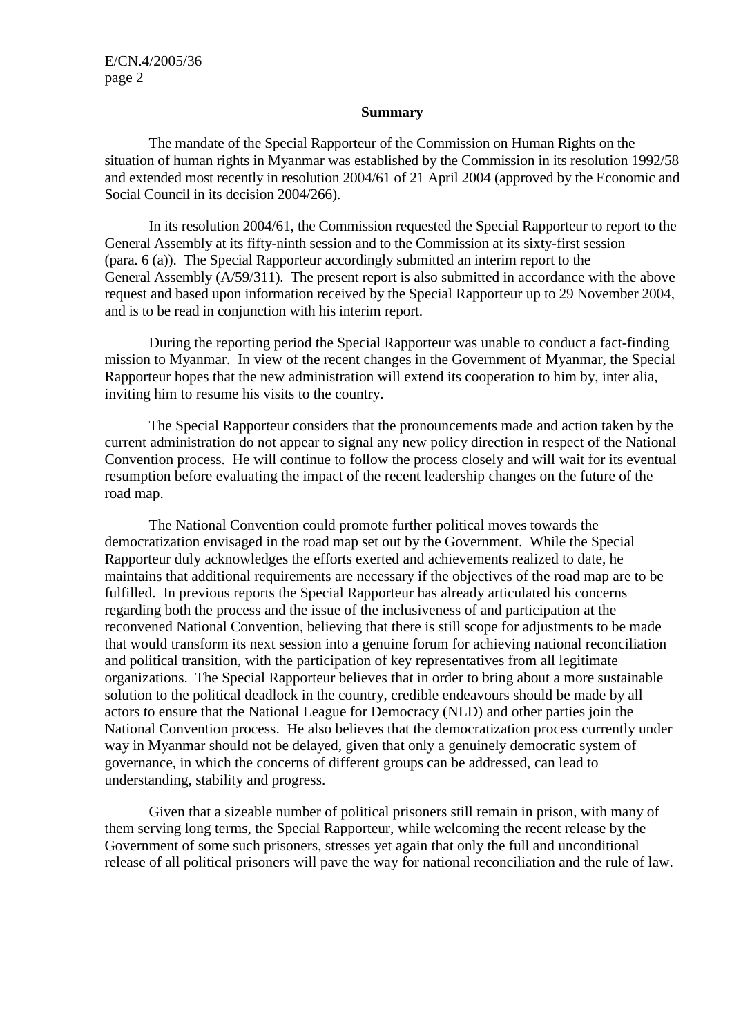**Summary**

The mandate of the Special Rapporteur of the Commission on Human Rights on the situation of human rights in Myanmar was established by the Commission in its resolution 1992/58 and extended most recently in resolution 2004/61 of 21 April 2004 (approved by the Economic and Social Council in its decision 2004/266).

In its resolution 2004/61, the Commission requested the Special Rapporteur to report to the General Assembly at its fifty-ninth session and to the Commission at its sixty-first session (para. 6 (a)). The Special Rapporteur accordingly submitted an interim report to the General Assembly (A/59/311). The present report is also submitted in accordance with the above request and based upon information received by the Special Rapporteur up to 29 November 2004, and is to be read in conjunction with his interim report.

During the reporting period the Special Rapporteur was unable to conduct a fact-finding mission to Myanmar. In view of the recent changes in the Government of Myanmar, the Special Rapporteur hopes that the new administration will extend its cooperation to him by, inter alia, inviting him to resume his visits to the country.

The Special Rapporteur considers that the pronouncements made and action taken by the current administration do not appear to signal any new policy direction in respect of the National Convention process. He will continue to follow the process closely and will wait for its eventual resumption before evaluating the impact of the recent leadership changes on the future of the road map.

The National Convention could promote further political moves towards the democratization envisaged in the road map set out by the Government. While the Special Rapporteur duly acknowledges the efforts exerted and achievements realized to date, he maintains that additional requirements are necessary if the objectives of the road map are to be fulfilled. In previous reports the Special Rapporteur has already articulated his concerns regarding both the process and the issue of the inclusiveness of and participation at the reconvened National Convention, believing that there is still scope for adjustments to be made that would transform its next session into a genuine forum for achieving national reconciliation and political transition, with the participation of key representatives from all legitimate organizations. The Special Rapporteur believes that in order to bring about a more sustainable solution to the political deadlock in the country, credible endeavours should be made by all actors to ensure that the National League for Democracy (NLD) and other parties join the National Convention process. He also believes that the democratization process currently under way in Myanmar should not be delayed, given that only a genuinely democratic system of governance, in which the concerns of different groups can be addressed, can lead to understanding, stability and progress.

Given that a sizeable number of political prisoners still remain in prison, with many of them serving long terms, the Special Rapporteur, while welcoming the recent release by the Government of some such prisoners, stresses yet again that only the full and unconditional release of all political prisoners will pave the way for national reconciliation and the rule of law.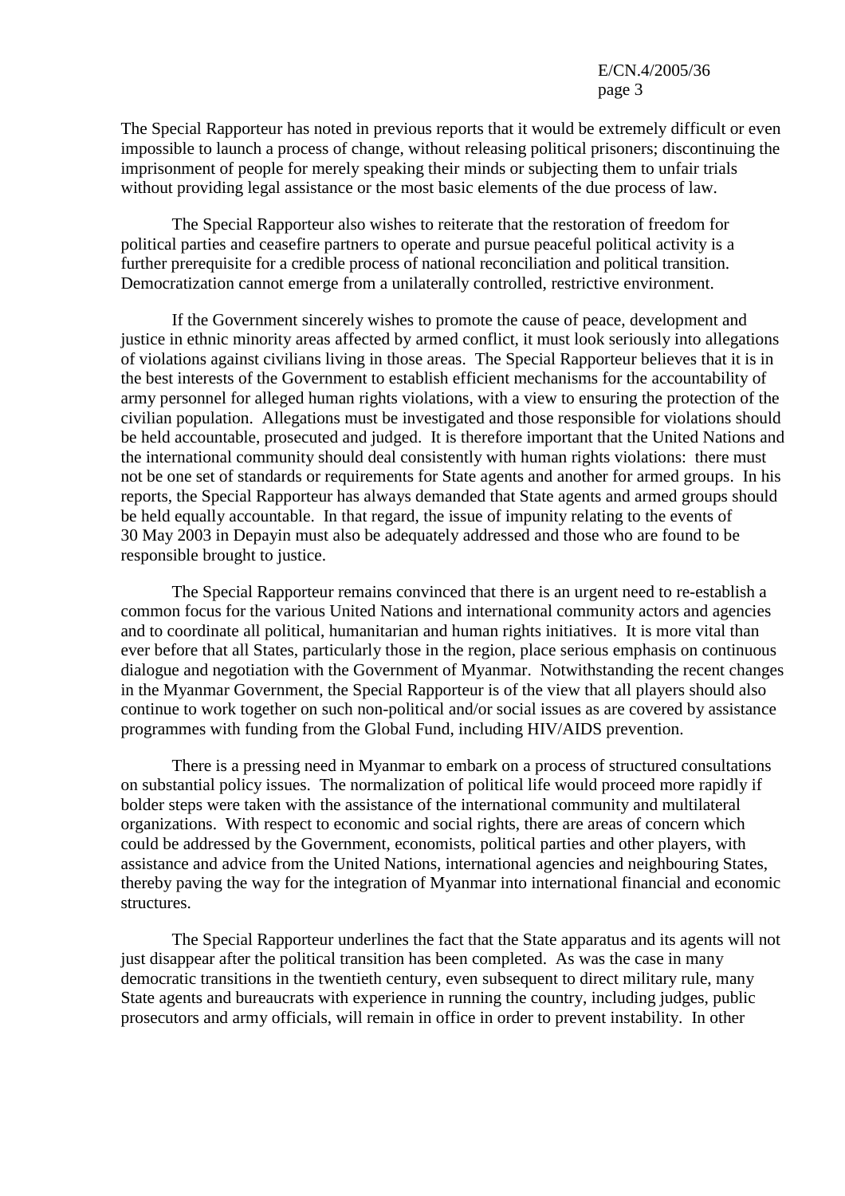The Special Rapporteur has noted in previous reports that it would be extremely difficult or even impossible to launch a process of change, without releasing political prisoners; discontinuing the imprisonment of people for merely speaking their minds or subjecting them to unfair trials without providing legal assistance or the most basic elements of the due process of law.

The Special Rapporteur also wishes to reiterate that the restoration of freedom for political parties and ceasefire partners to operate and pursue peaceful political activity is a further prerequisite for a credible process of national reconciliation and political transition. Democratization cannot emerge from a unilaterally controlled, restrictive environment.

If the Government sincerely wishes to promote the cause of peace, development and justice in ethnic minority areas affected by armed conflict, it must look seriously into allegations of violations against civilians living in those areas. The Special Rapporteur believes that it is in the best interests of the Government to establish efficient mechanisms for the accountability of army personnel for alleged human rights violations, with a view to ensuring the protection of the civilian population. Allegations must be investigated and those responsible for violations should be held accountable, prosecuted and judged. It is therefore important that the United Nations and the international community should deal consistently with human rights violations: there must not be one set of standards or requirements for State agents and another for armed groups. In his reports, the Special Rapporteur has always demanded that State agents and armed groups should be held equally accountable. In that regard, the issue of impunity relating to the events of 30 May 2003 in Depayin must also be adequately addressed and those who are found to be responsible brought to justice.

The Special Rapporteur remains convinced that there is an urgent need to re-establish a common focus for the various United Nations and international community actors and agencies and to coordinate all political, humanitarian and human rights initiatives. It is more vital than ever before that all States, particularly those in the region, place serious emphasis on continuous dialogue and negotiation with the Government of Myanmar. Notwithstanding the recent changes in the Myanmar Government, the Special Rapporteur is of the view that all players should also continue to work together on such non-political and/or social issues as are covered by assistance programmes with funding from the Global Fund, including HIV/AIDS prevention.

There is a pressing need in Myanmar to embark on a process of structured consultations on substantial policy issues. The normalization of political life would proceed more rapidly if bolder steps were taken with the assistance of the international community and multilateral organizations. With respect to economic and social rights, there are areas of concern which could be addressed by the Government, economists, political parties and other players, with assistance and advice from the United Nations, international agencies and neighbouring States, thereby paving the way for the integration of Myanmar into international financial and economic structures.

The Special Rapporteur underlines the fact that the State apparatus and its agents will not just disappear after the political transition has been completed. As was the case in many democratic transitions in the twentieth century, even subsequent to direct military rule, many State agents and bureaucrats with experience in running the country, including judges, public prosecutors and army officials, will remain in office in order to prevent instability. In other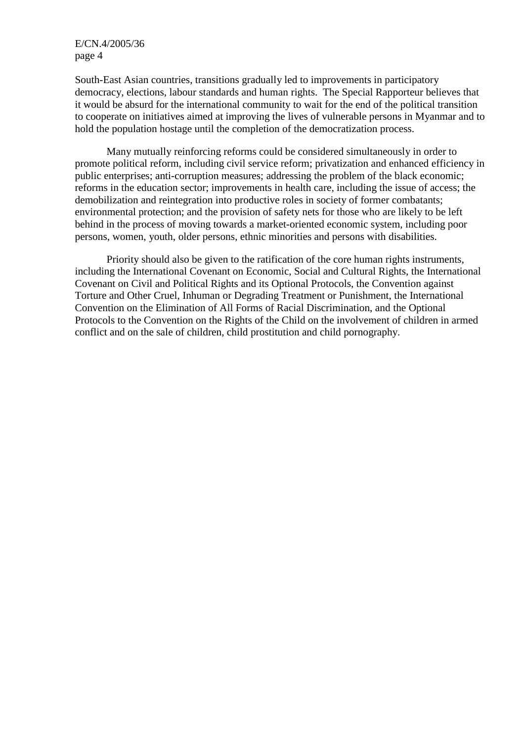South-East Asian countries, transitions gradually led to improvements in participatory democracy, elections, labour standards and human rights. The Special Rapporteur believes that it would be absurd for the international community to wait for the end of the political transition to cooperate on initiatives aimed at improving the lives of vulnerable persons in Myanmar and to hold the population hostage until the completion of the democratization process.

Many mutually reinforcing reforms could be considered simultaneously in order to promote political reform, including civil service reform; privatization and enhanced efficiency in public enterprises; anti-corruption measures; addressing the problem of the black economic; reforms in the education sector; improvements in health care, including the issue of access; the demobilization and reintegration into productive roles in society of former combatants; environmental protection; and the provision of safety nets for those who are likely to be left behind in the process of moving towards a market-oriented economic system, including poor persons, women, youth, older persons, ethnic minorities and persons with disabilities.

Priority should also be given to the ratification of the core human rights instruments, including the International Covenant on Economic, Social and Cultural Rights, the International Covenant on Civil and Political Rights and its Optional Protocols, the Convention against Torture and Other Cruel, Inhuman or Degrading Treatment or Punishment, the International Convention on the Elimination of All Forms of Racial Discrimination, and the Optional Protocols to the Convention on the Rights of the Child on the involvement of children in armed conflict and on the sale of children, child prostitution and child pornography.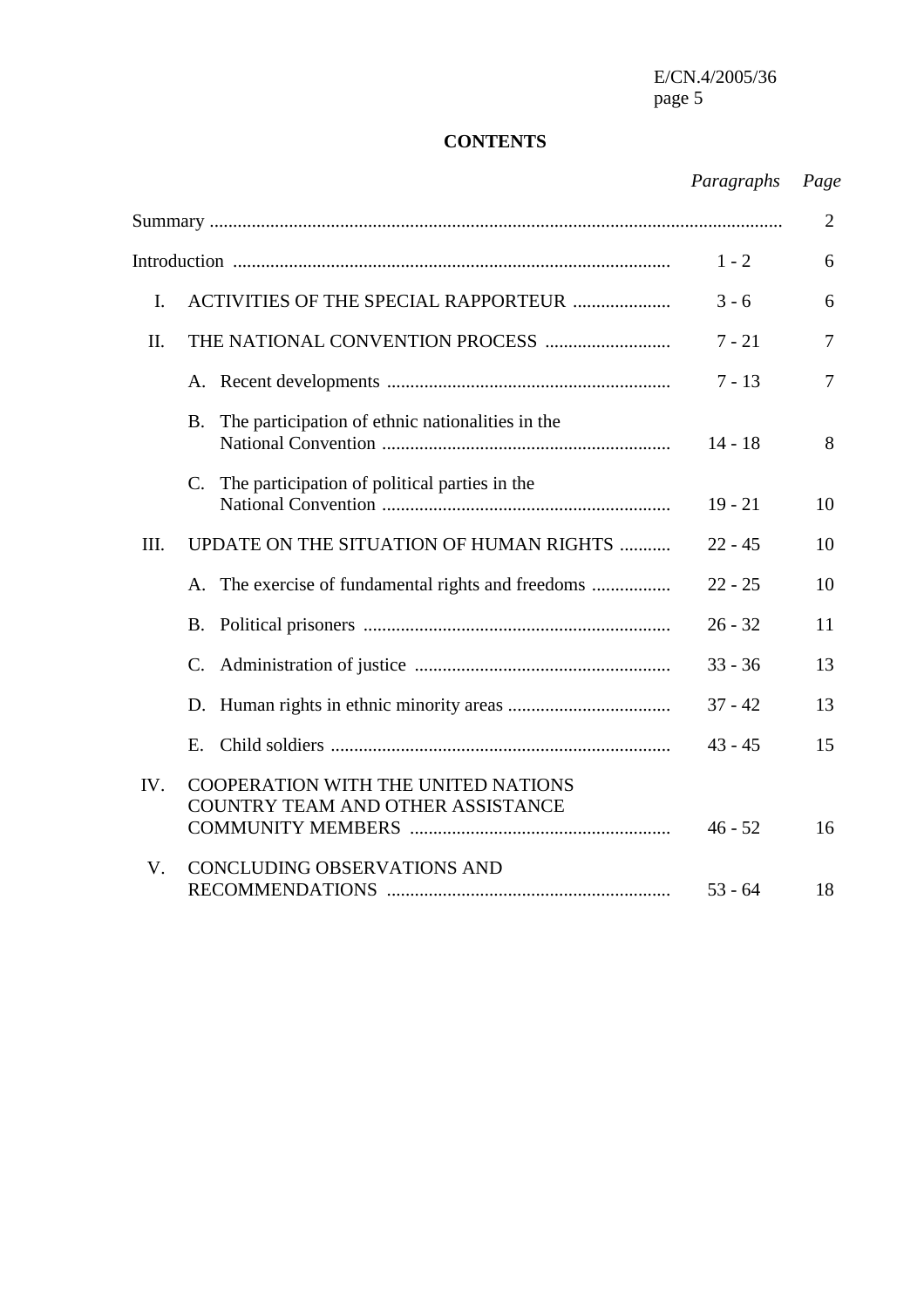**CONTENTS**

| | | *Paragraphs* | *Page* |
|---|---|---|---|
| | Summary | | 2 |
| | Introduction | 1 - 2 | 6 |
| I. | ACTIVITIES OF THE SPECIAL RAPPORTEUR | 3 - 6 | 6 |
| II. | THE NATIONAL CONVENTION PROCESS | 7 - 21 | 7 |
| | A. Recent developments | 7 - 13 | 7 |
| | B. The participation of ethnic nationalities in the National Convention | 14 - 18 | 8 |
| | C. The participation of political parties in the National Convention | 19 - 21 | 10 |
| III. | UPDATE ON THE SITUATION OF HUMAN RIGHTS | 22 - 45 | 10 |
| | A. The exercise of fundamental rights and freedoms | 22 - 25 | 10 |
| | B. Political prisoners | 26 - 32 | 11 |
| | C. Administration of justice | 33 - 36 | 13 |
| | D. Human rights in ethnic minority areas | 37 - 42 | 13 |
| | E. Child soldiers | 43 - 45 | 15 |
| IV. | COOPERATION WITH THE UNITED NATIONS COUNTRY TEAM AND OTHER ASSISTANCE COMMUNITY MEMBERS | 46 - 52 | 16 |
| V. | CONCLUDING OBSERVATIONS AND RECOMMENDATIONS | 53 - 64 | 18 |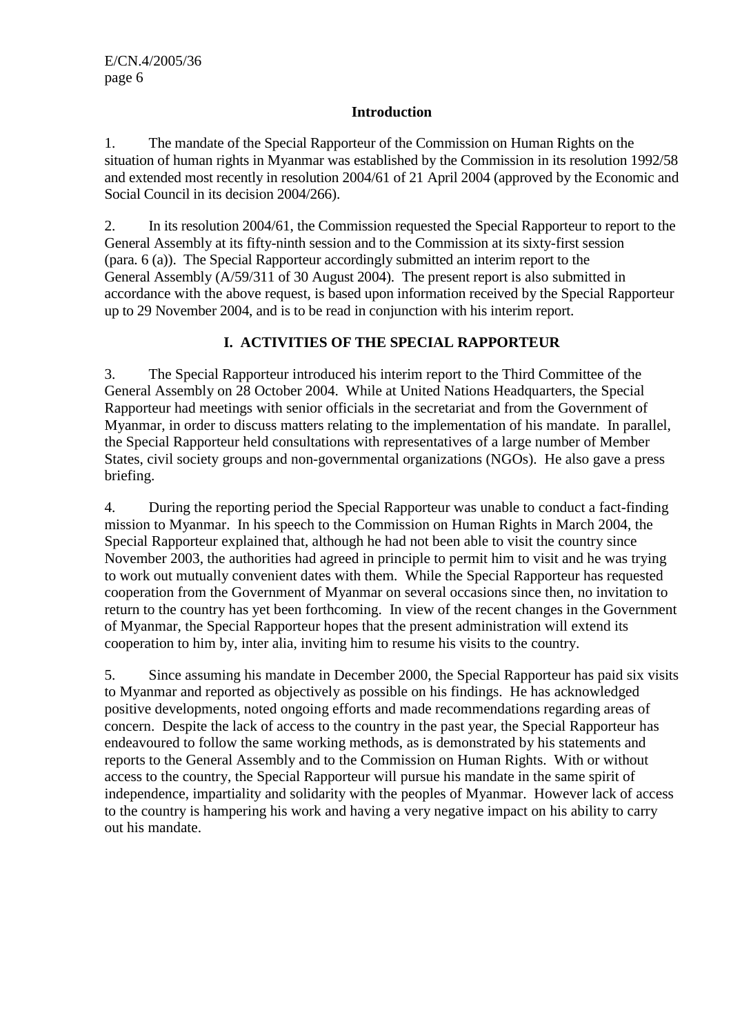## Introduction

1. The mandate of the Special Rapporteur of the Commission on Human Rights on the situation of human rights in Myanmar was established by the Commission in its resolution 1992/58 and extended most recently in resolution 2004/61 of 21 April 2004 (approved by the Economic and Social Council in its decision 2004/266).

2. In its resolution 2004/61, the Commission requested the Special Rapporteur to report to the General Assembly at its fifty-ninth session and to the Commission at its sixty-first session (para. 6 (a)). The Special Rapporteur accordingly submitted an interim report to the General Assembly (A/59/311 of 30 August 2004). The present report is also submitted in accordance with the above request, is based upon information received by the Special Rapporteur up to 29 November 2004, and is to be read in conjunction with his interim report.

## I. ACTIVITIES OF THE SPECIAL RAPPORTEUR

3. The Special Rapporteur introduced his interim report to the Third Committee of the General Assembly on 28 October 2004. While at United Nations Headquarters, the Special Rapporteur had meetings with senior officials in the secretariat and from the Government of Myanmar, in order to discuss matters relating to the implementation of his mandate. In parallel, the Special Rapporteur held consultations with representatives of a large number of Member States, civil society groups and non-governmental organizations (NGOs). He also gave a press briefing.

4. During the reporting period the Special Rapporteur was unable to conduct a fact-finding mission to Myanmar. In his speech to the Commission on Human Rights in March 2004, the Special Rapporteur explained that, although he had not been able to visit the country since November 2003, the authorities had agreed in principle to permit him to visit and he was trying to work out mutually convenient dates with them. While the Special Rapporteur has requested cooperation from the Government of Myanmar on several occasions since then, no invitation to return to the country has yet been forthcoming. In view of the recent changes in the Government of Myanmar, the Special Rapporteur hopes that the present administration will extend its cooperation to him by, inter alia, inviting him to resume his visits to the country.

5. Since assuming his mandate in December 2000, the Special Rapporteur has paid six visits to Myanmar and reported as objectively as possible on his findings. He has acknowledged positive developments, noted ongoing efforts and made recommendations regarding areas of concern. Despite the lack of access to the country in the past year, the Special Rapporteur has endeavoured to follow the same working methods, as is demonstrated by his statements and reports to the General Assembly and to the Commission on Human Rights. With or without access to the country, the Special Rapporteur will pursue his mandate in the same spirit of independence, impartiality and solidarity with the peoples of Myanmar. However lack of access to the country is hampering his work and having a very negative impact on his ability to carry out his mandate.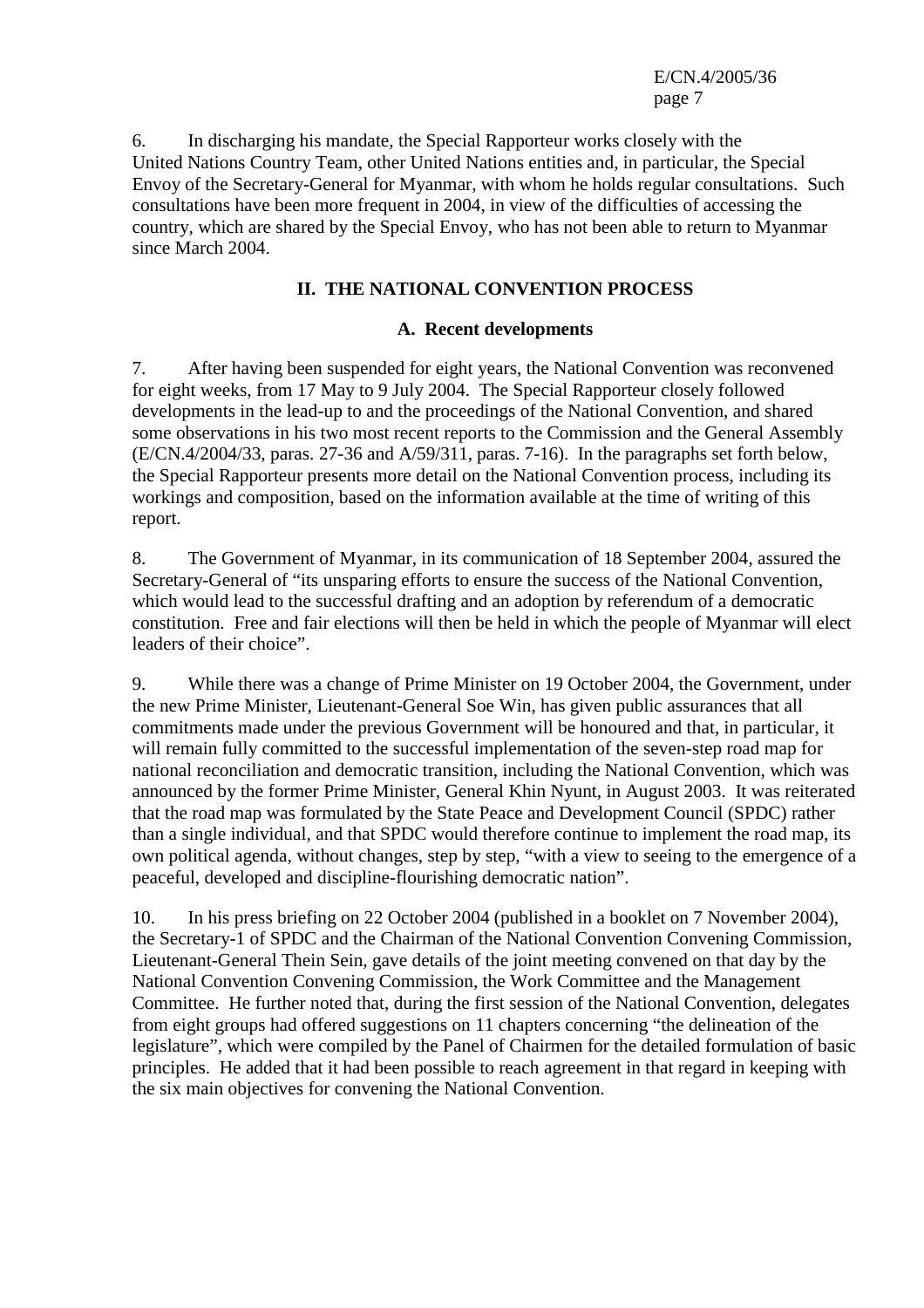6. In discharging his mandate, the Special Rapporteur works closely with the United Nations Country Team, other United Nations entities and, in particular, the Special Envoy of the Secretary-General for Myanmar, with whom he holds regular consultations. Such consultations have been more frequent in 2004, in view of the difficulties of accessing the country, which are shared by the Special Envoy, who has not been able to return to Myanmar since March 2004.

## II. THE NATIONAL CONVENTION PROCESS

### A. Recent developments

7. After having been suspended for eight years, the National Convention was reconvened for eight weeks, from 17 May to 9 July 2004. The Special Rapporteur closely followed developments in the lead-up to and the proceedings of the National Convention, and shared some observations in his two most recent reports to the Commission and the General Assembly (E/CN.4/2004/33, paras. 27-36 and A/59/311, paras. 7-16). In the paragraphs set forth below, the Special Rapporteur presents more detail on the National Convention process, including its workings and composition, based on the information available at the time of writing of this report.

8. The Government of Myanmar, in its communication of 18 September 2004, assured the Secretary-General of "its unsparing efforts to ensure the success of the National Convention, which would lead to the successful drafting and an adoption by referendum of a democratic constitution. Free and fair elections will then be held in which the people of Myanmar will elect leaders of their choice".

9. While there was a change of Prime Minister on 19 October 2004, the Government, under the new Prime Minister, Lieutenant-General Soe Win, has given public assurances that all commitments made under the previous Government will be honoured and that, in particular, it will remain fully committed to the successful implementation of the seven-step road map for national reconciliation and democratic transition, including the National Convention, which was announced by the former Prime Minister, General Khin Nyunt, in August 2003. It was reiterated that the road map was formulated by the State Peace and Development Council (SPDC) rather than a single individual, and that SPDC would therefore continue to implement the road map, its own political agenda, without changes, step by step, "with a view to seeing to the emergence of a peaceful, developed and discipline-flourishing democratic nation".

10. In his press briefing on 22 October 2004 (published in a booklet on 7 November 2004), the Secretary-1 of SPDC and the Chairman of the National Convention Convening Commission, Lieutenant-General Thein Sein, gave details of the joint meeting convened on that day by the National Convention Convening Commission, the Work Committee and the Management Committee. He further noted that, during the first session of the National Convention, delegates from eight groups had offered suggestions on 11 chapters concerning "the delineation of the legislature", which were compiled by the Panel of Chairmen for the detailed formulation of basic principles. He added that it had been possible to reach agreement in that regard in keeping with the six main objectives for convening the National Convention.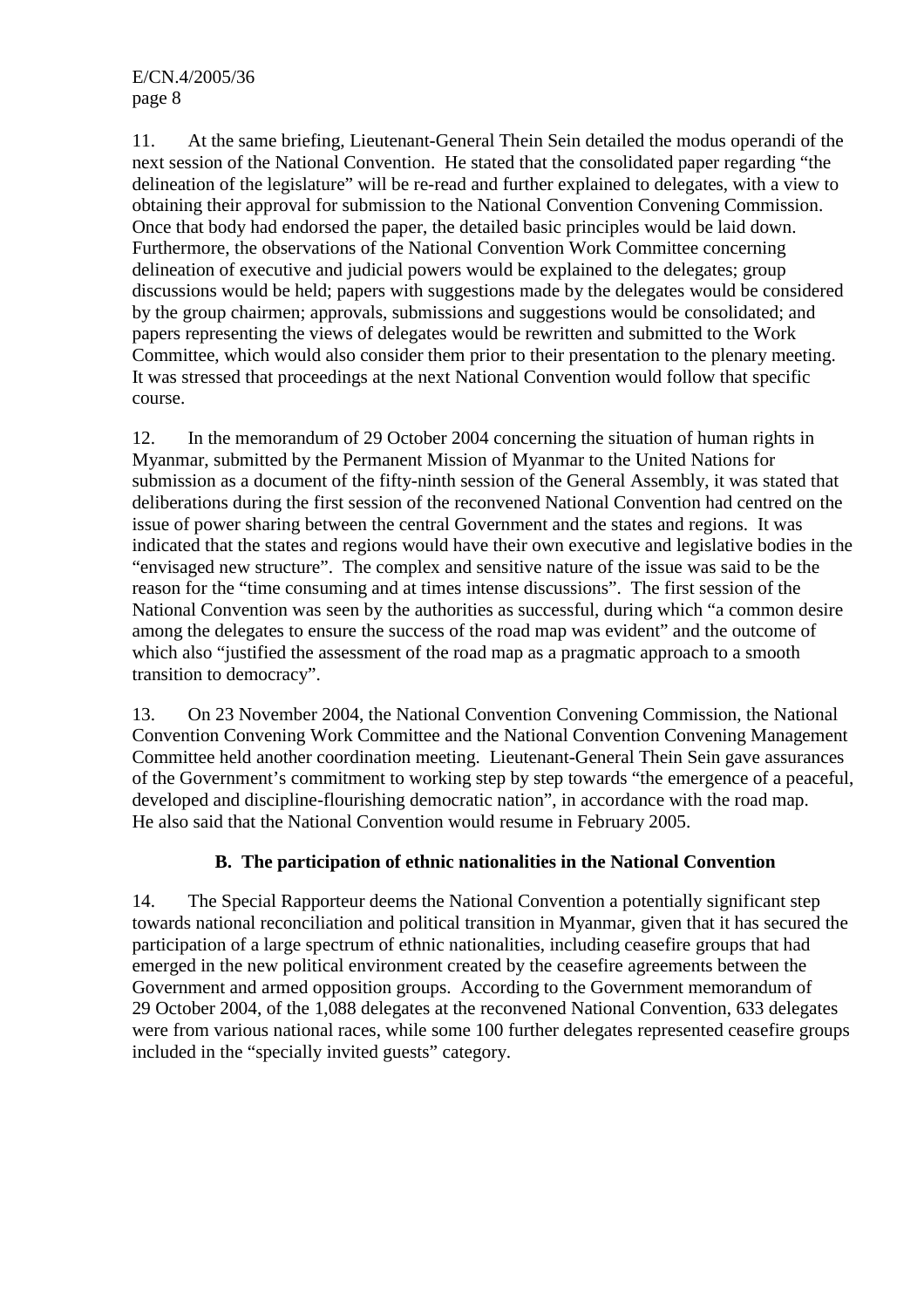11. At the same briefing, Lieutenant-General Thein Sein detailed the modus operandi of the next session of the National Convention. He stated that the consolidated paper regarding "the delineation of the legislature" will be re-read and further explained to delegates, with a view to obtaining their approval for submission to the National Convention Convening Commission. Once that body had endorsed the paper, the detailed basic principles would be laid down. Furthermore, the observations of the National Convention Work Committee concerning delineation of executive and judicial powers would be explained to the delegates; group discussions would be held; papers with suggestions made by the delegates would be considered by the group chairmen; approvals, submissions and suggestions would be consolidated; and papers representing the views of delegates would be rewritten and submitted to the Work Committee, which would also consider them prior to their presentation to the plenary meeting. It was stressed that proceedings at the next National Convention would follow that specific course.

12. In the memorandum of 29 October 2004 concerning the situation of human rights in Myanmar, submitted by the Permanent Mission of Myanmar to the United Nations for submission as a document of the fifty-ninth session of the General Assembly, it was stated that deliberations during the first session of the reconvened National Convention had centred on the issue of power sharing between the central Government and the states and regions. It was indicated that the states and regions would have their own executive and legislative bodies in the "envisaged new structure". The complex and sensitive nature of the issue was said to be the reason for the "time consuming and at times intense discussions". The first session of the National Convention was seen by the authorities as successful, during which "a common desire among the delegates to ensure the success of the road map was evident" and the outcome of which also "justified the assessment of the road map as a pragmatic approach to a smooth transition to democracy".

13. On 23 November 2004, the National Convention Convening Commission, the National Convention Convening Work Committee and the National Convention Convening Management Committee held another coordination meeting. Lieutenant-General Thein Sein gave assurances of the Government's commitment to working step by step towards "the emergence of a peaceful, developed and discipline-flourishing democratic nation", in accordance with the road map. He also said that the National Convention would resume in February 2005.

### B. The participation of ethnic nationalities in the National Convention

14. The Special Rapporteur deems the National Convention a potentially significant step towards national reconciliation and political transition in Myanmar, given that it has secured the participation of a large spectrum of ethnic nationalities, including ceasefire groups that had emerged in the new political environment created by the ceasefire agreements between the Government and armed opposition groups. According to the Government memorandum of 29 October 2004, of the 1,088 delegates at the reconvened National Convention, 633 delegates were from various national races, while some 100 further delegates represented ceasefire groups included in the "specially invited guests" category.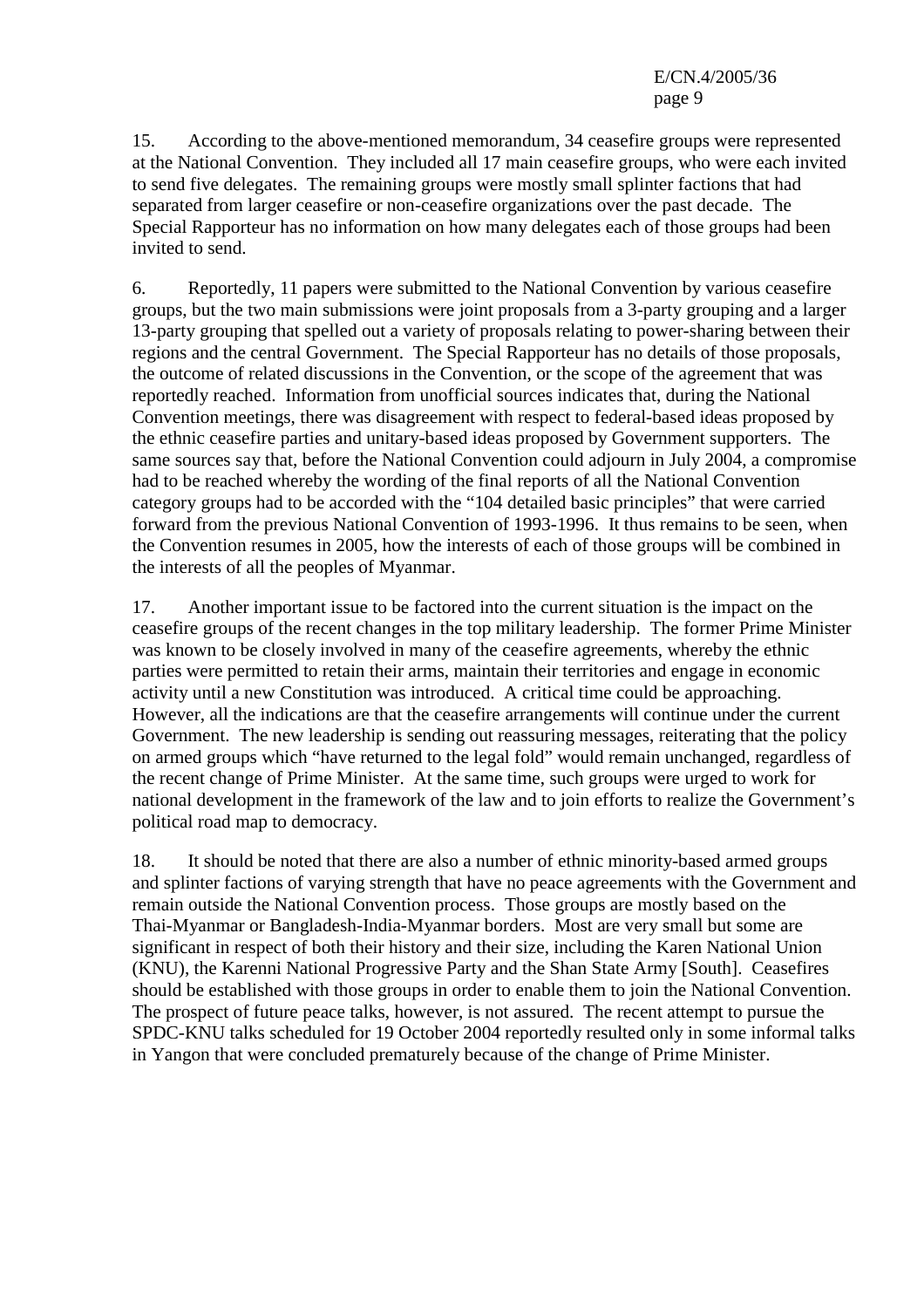15. According to the above-mentioned memorandum, 34 ceasefire groups were represented at the National Convention. They included all 17 main ceasefire groups, who were each invited to send five delegates. The remaining groups were mostly small splinter factions that had separated from larger ceasefire or non-ceasefire organizations over the past decade. The Special Rapporteur has no information on how many delegates each of those groups had been invited to send.

6. Reportedly, 11 papers were submitted to the National Convention by various ceasefire groups, but the two main submissions were joint proposals from a 3-party grouping and a larger 13-party grouping that spelled out a variety of proposals relating to power-sharing between their regions and the central Government. The Special Rapporteur has no details of those proposals, the outcome of related discussions in the Convention, or the scope of the agreement that was reportedly reached. Information from unofficial sources indicates that, during the National Convention meetings, there was disagreement with respect to federal-based ideas proposed by the ethnic ceasefire parties and unitary-based ideas proposed by Government supporters. The same sources say that, before the National Convention could adjourn in July 2004, a compromise had to be reached whereby the wording of the final reports of all the National Convention category groups had to be accorded with the "104 detailed basic principles" that were carried forward from the previous National Convention of 1993-1996. It thus remains to be seen, when the Convention resumes in 2005, how the interests of each of those groups will be combined in the interests of all the peoples of Myanmar.

17. Another important issue to be factored into the current situation is the impact on the ceasefire groups of the recent changes in the top military leadership. The former Prime Minister was known to be closely involved in many of the ceasefire agreements, whereby the ethnic parties were permitted to retain their arms, maintain their territories and engage in economic activity until a new Constitution was introduced. A critical time could be approaching. However, all the indications are that the ceasefire arrangements will continue under the current Government. The new leadership is sending out reassuring messages, reiterating that the policy on armed groups which "have returned to the legal fold" would remain unchanged, regardless of the recent change of Prime Minister. At the same time, such groups were urged to work for national development in the framework of the law and to join efforts to realize the Government's political road map to democracy.

18. It should be noted that there are also a number of ethnic minority-based armed groups and splinter factions of varying strength that have no peace agreements with the Government and remain outside the National Convention process. Those groups are mostly based on the Thai-Myanmar or Bangladesh-India-Myanmar borders. Most are very small but some are significant in respect of both their history and their size, including the Karen National Union (KNU), the Karenni National Progressive Party and the Shan State Army [South]. Ceasefires should be established with those groups in order to enable them to join the National Convention. The prospect of future peace talks, however, is not assured. The recent attempt to pursue the SPDC-KNU talks scheduled for 19 October 2004 reportedly resulted only in some informal talks in Yangon that were concluded prematurely because of the change of Prime Minister.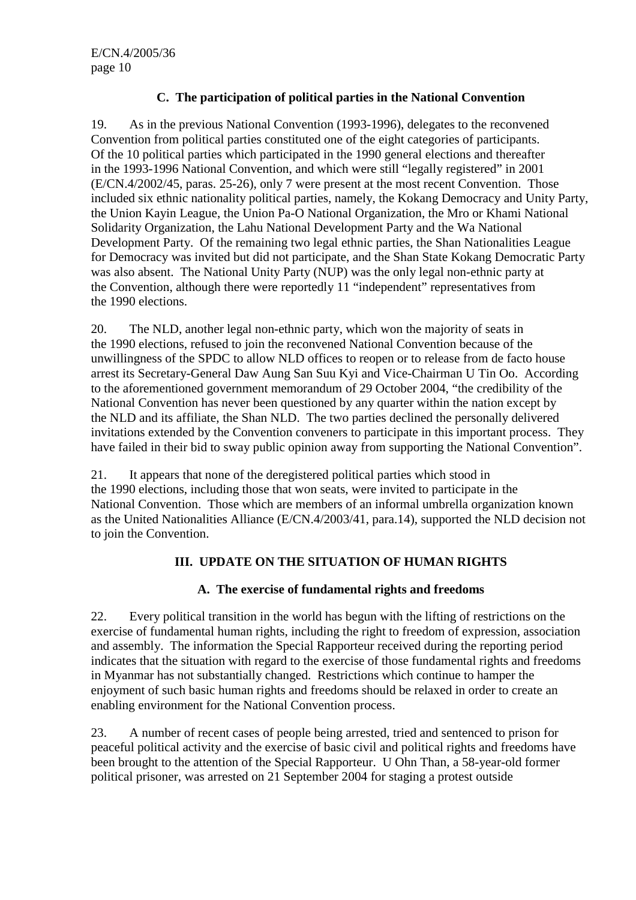### C. The participation of political parties in the National Convention

19. As in the previous National Convention (1993-1996), delegates to the reconvened Convention from political parties constituted one of the eight categories of participants. Of the 10 political parties which participated in the 1990 general elections and thereafter in the 1993-1996 National Convention, and which were still "legally registered" in 2001 (E/CN.4/2002/45, paras. 25-26), only 7 were present at the most recent Convention. Those included six ethnic nationality political parties, namely, the Kokang Democracy and Unity Party, the Union Kayin League, the Union Pa-O National Organization, the Mro or Khami National Solidarity Organization, the Lahu National Development Party and the Wa National Development Party. Of the remaining two legal ethnic parties, the Shan Nationalities League for Democracy was invited but did not participate, and the Shan State Kokang Democratic Party was also absent. The National Unity Party (NUP) was the only legal non-ethnic party at the Convention, although there were reportedly 11 "independent" representatives from the 1990 elections.

20. The NLD, another legal non-ethnic party, which won the majority of seats in the 1990 elections, refused to join the reconvened National Convention because of the unwillingness of the SPDC to allow NLD offices to reopen or to release from de facto house arrest its Secretary-General Daw Aung San Suu Kyi and Vice-Chairman U Tin Oo. According to the aforementioned government memorandum of 29 October 2004, "the credibility of the National Convention has never been questioned by any quarter within the nation except by the NLD and its affiliate, the Shan NLD. The two parties declined the personally delivered invitations extended by the Convention conveners to participate in this important process. They have failed in their bid to sway public opinion away from supporting the National Convention".

21. It appears that none of the deregistered political parties which stood in the 1990 elections, including those that won seats, were invited to participate in the National Convention. Those which are members of an informal umbrella organization known as the United Nationalities Alliance (E/CN.4/2003/41, para.14), supported the NLD decision not to join the Convention.

## III. UPDATE ON THE SITUATION OF HUMAN RIGHTS

### A. The exercise of fundamental rights and freedoms

22. Every political transition in the world has begun with the lifting of restrictions on the exercise of fundamental human rights, including the right to freedom of expression, association and assembly. The information the Special Rapporteur received during the reporting period indicates that the situation with regard to the exercise of those fundamental rights and freedoms in Myanmar has not substantially changed. Restrictions which continue to hamper the enjoyment of such basic human rights and freedoms should be relaxed in order to create an enabling environment for the National Convention process.

23. A number of recent cases of people being arrested, tried and sentenced to prison for peaceful political activity and the exercise of basic civil and political rights and freedoms have been brought to the attention of the Special Rapporteur. U Ohn Than, a 58-year-old former political prisoner, was arrested on 21 September 2004 for staging a protest outside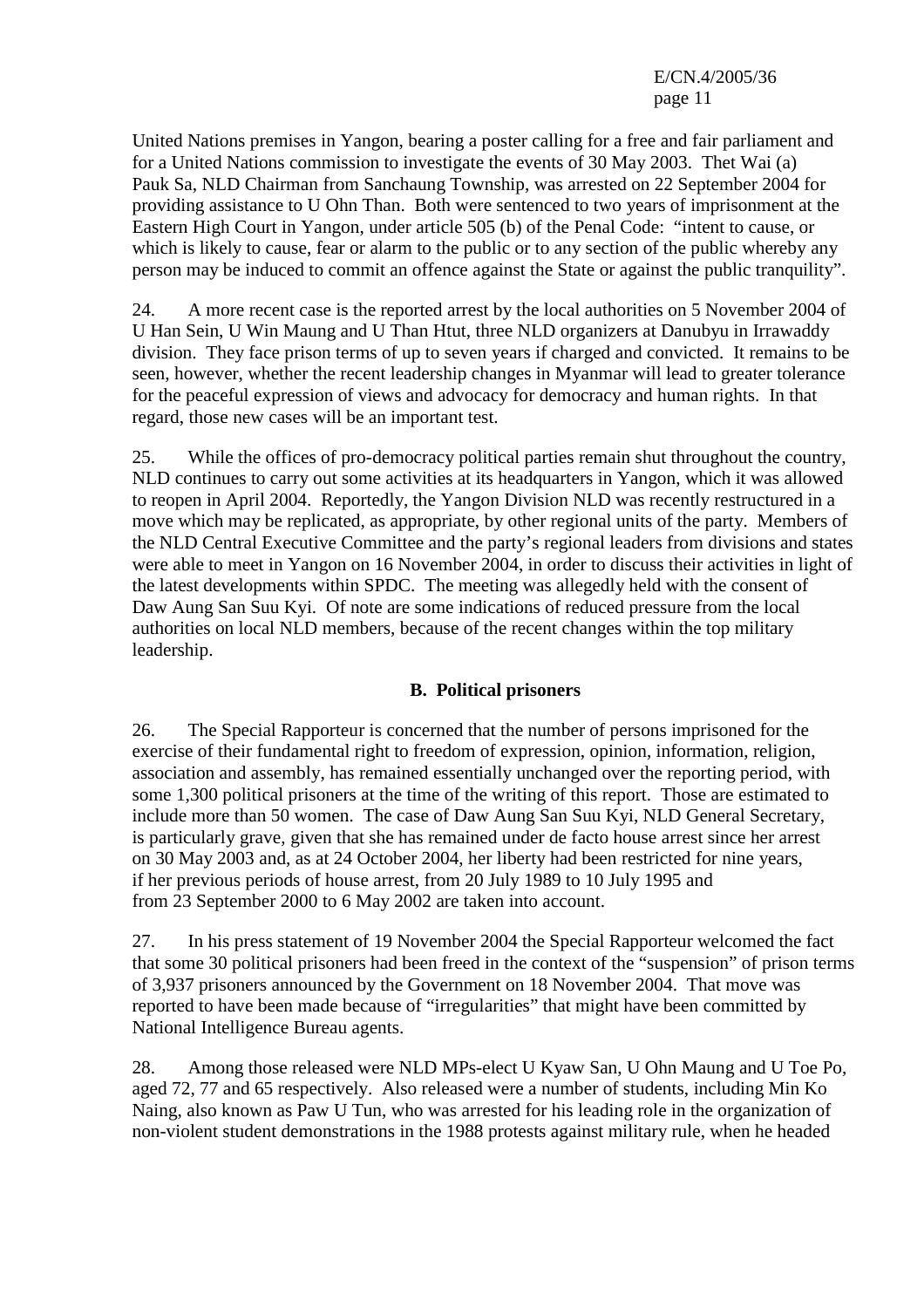United Nations premises in Yangon, bearing a poster calling for a free and fair parliament and for a United Nations commission to investigate the events of 30 May 2003. Thet Wai (a) Pauk Sa, NLD Chairman from Sanchaung Township, was arrested on 22 September 2004 for providing assistance to U Ohn Than. Both were sentenced to two years of imprisonment at the Eastern High Court in Yangon, under article 505 (b) of the Penal Code: "intent to cause, or which is likely to cause, fear or alarm to the public or to any section of the public whereby any person may be induced to commit an offence against the State or against the public tranquility".

24. A more recent case is the reported arrest by the local authorities on 5 November 2004 of U Han Sein, U Win Maung and U Than Htut, three NLD organizers at Danubyu in Irrawaddy division. They face prison terms of up to seven years if charged and convicted. It remains to be seen, however, whether the recent leadership changes in Myanmar will lead to greater tolerance for the peaceful expression of views and advocacy for democracy and human rights. In that regard, those new cases will be an important test.

25. While the offices of pro-democracy political parties remain shut throughout the country, NLD continues to carry out some activities at its headquarters in Yangon, which it was allowed to reopen in April 2004. Reportedly, the Yangon Division NLD was recently restructured in a move which may be replicated, as appropriate, by other regional units of the party. Members of the NLD Central Executive Committee and the party's regional leaders from divisions and states were able to meet in Yangon on 16 November 2004, in order to discuss their activities in light of the latest developments within SPDC. The meeting was allegedly held with the consent of Daw Aung San Suu Kyi. Of note are some indications of reduced pressure from the local authorities on local NLD members, because of the recent changes within the top military leadership.

## B. Political prisoners

26. The Special Rapporteur is concerned that the number of persons imprisoned for the exercise of their fundamental right to freedom of expression, opinion, information, religion, association and assembly, has remained essentially unchanged over the reporting period, with some 1,300 political prisoners at the time of the writing of this report. Those are estimated to include more than 50 women. The case of Daw Aung San Suu Kyi, NLD General Secretary, is particularly grave, given that she has remained under de facto house arrest since her arrest on 30 May 2003 and, as at 24 October 2004, her liberty had been restricted for nine years, if her previous periods of house arrest, from 20 July 1989 to 10 July 1995 and from 23 September 2000 to 6 May 2002 are taken into account.

27. In his press statement of 19 November 2004 the Special Rapporteur welcomed the fact that some 30 political prisoners had been freed in the context of the "suspension" of prison terms of 3,937 prisoners announced by the Government on 18 November 2004. That move was reported to have been made because of "irregularities" that might have been committed by National Intelligence Bureau agents.

28. Among those released were NLD MPs-elect U Kyaw San, U Ohn Maung and U Toe Po, aged 72, 77 and 65 respectively. Also released were a number of students, including Min Ko Naing, also known as Paw U Tun, who was arrested for his leading role in the organization of non-violent student demonstrations in the 1988 protests against military rule, when he headed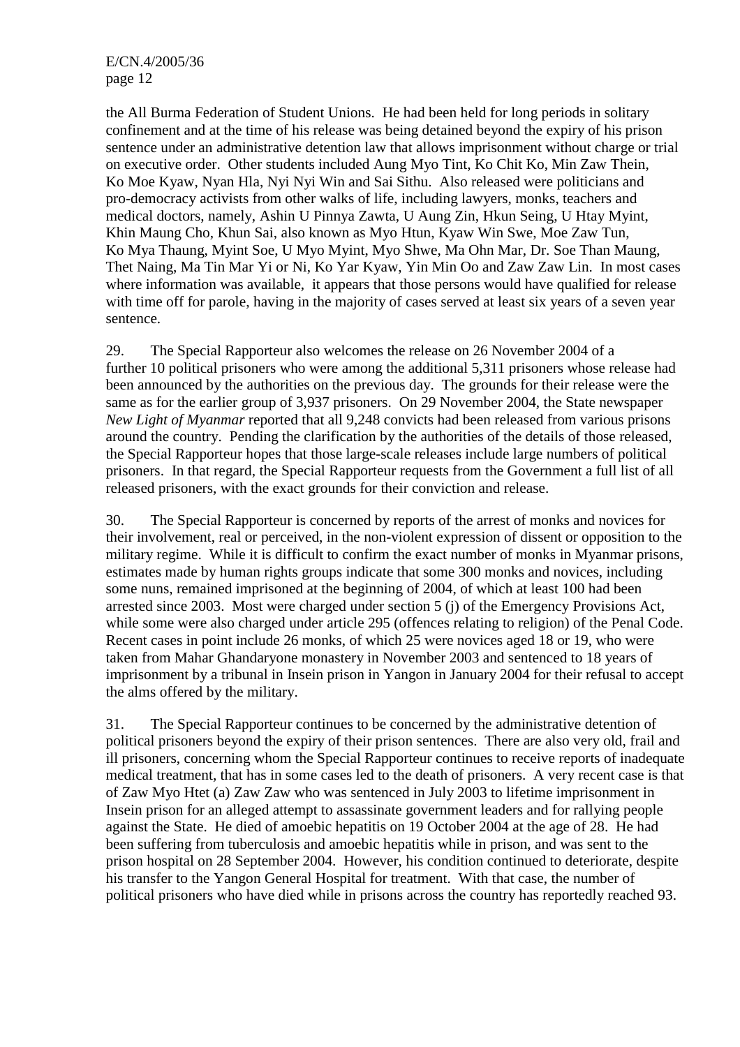the All Burma Federation of Student Unions. He had been held for long periods in solitary confinement and at the time of his release was being detained beyond the expiry of his prison sentence under an administrative detention law that allows imprisonment without charge or trial on executive order. Other students included Aung Myo Tint, Ko Chit Ko, Min Zaw Thein, Ko Moe Kyaw, Nyan Hla, Nyi Nyi Win and Sai Sithu. Also released were politicians and pro-democracy activists from other walks of life, including lawyers, monks, teachers and medical doctors, namely, Ashin U Pinnya Zawta, U Aung Zin, Hkun Seing, U Htay Myint, Khin Maung Cho, Khun Sai, also known as Myo Htun, Kyaw Win Swe, Moe Zaw Tun, Ko Mya Thaung, Myint Soe, U Myo Myint, Myo Shwe, Ma Ohn Mar, Dr. Soe Than Maung, Thet Naing, Ma Tin Mar Yi or Ni, Ko Yar Kyaw, Yin Min Oo and Zaw Zaw Lin. In most cases where information was available, it appears that those persons would have qualified for release with time off for parole, having in the majority of cases served at least six years of a seven year sentence.

29. The Special Rapporteur also welcomes the release on 26 November 2004 of a further 10 political prisoners who were among the additional 5,311 prisoners whose release had been announced by the authorities on the previous day. The grounds for their release were the same as for the earlier group of 3,937 prisoners. On 29 November 2004, the State newspaper *New Light of Myanmar* reported that all 9,248 convicts had been released from various prisons around the country. Pending the clarification by the authorities of the details of those released, the Special Rapporteur hopes that those large-scale releases include large numbers of political prisoners. In that regard, the Special Rapporteur requests from the Government a full list of all released prisoners, with the exact grounds for their conviction and release.

30. The Special Rapporteur is concerned by reports of the arrest of monks and novices for their involvement, real or perceived, in the non-violent expression of dissent or opposition to the military regime. While it is difficult to confirm the exact number of monks in Myanmar prisons, estimates made by human rights groups indicate that some 300 monks and novices, including some nuns, remained imprisoned at the beginning of 2004, of which at least 100 had been arrested since 2003. Most were charged under section 5 (j) of the Emergency Provisions Act, while some were also charged under article 295 (offences relating to religion) of the Penal Code. Recent cases in point include 26 monks, of which 25 were novices aged 18 or 19, who were taken from Mahar Ghandaryone monastery in November 2003 and sentenced to 18 years of imprisonment by a tribunal in Insein prison in Yangon in January 2004 for their refusal to accept the alms offered by the military.

31. The Special Rapporteur continues to be concerned by the administrative detention of political prisoners beyond the expiry of their prison sentences. There are also very old, frail and ill prisoners, concerning whom the Special Rapporteur continues to receive reports of inadequate medical treatment, that has in some cases led to the death of prisoners. A very recent case is that of Zaw Myo Htet (a) Zaw Zaw who was sentenced in July 2003 to lifetime imprisonment in Insein prison for an alleged attempt to assassinate government leaders and for rallying people against the State. He died of amoebic hepatitis on 19 October 2004 at the age of 28. He had been suffering from tuberculosis and amoebic hepatitis while in prison, and was sent to the prison hospital on 28 September 2004. However, his condition continued to deteriorate, despite his transfer to the Yangon General Hospital for treatment. With that case, the number of political prisoners who have died while in prisons across the country has reportedly reached 93.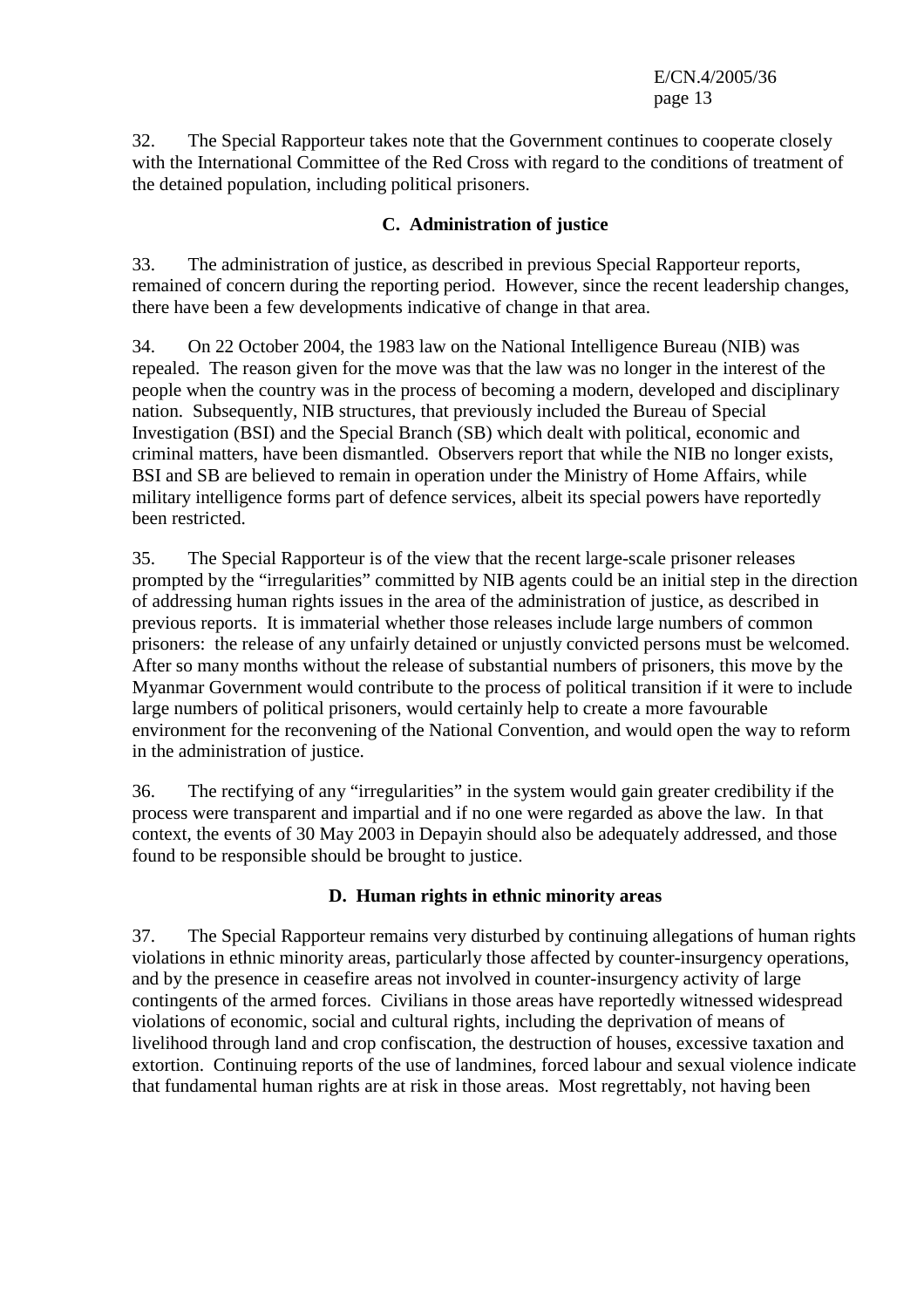32. The Special Rapporteur takes note that the Government continues to cooperate closely with the International Committee of the Red Cross with regard to the conditions of treatment of the detained population, including political prisoners.

### C. Administration of justice

33. The administration of justice, as described in previous Special Rapporteur reports, remained of concern during the reporting period. However, since the recent leadership changes, there have been a few developments indicative of change in that area.

34. On 22 October 2004, the 1983 law on the National Intelligence Bureau (NIB) was repealed. The reason given for the move was that the law was no longer in the interest of the people when the country was in the process of becoming a modern, developed and disciplinary nation. Subsequently, NIB structures, that previously included the Bureau of Special Investigation (BSI) and the Special Branch (SB) which dealt with political, economic and criminal matters, have been dismantled. Observers report that while the NIB no longer exists, BSI and SB are believed to remain in operation under the Ministry of Home Affairs, while military intelligence forms part of defence services, albeit its special powers have reportedly been restricted.

35. The Special Rapporteur is of the view that the recent large-scale prisoner releases prompted by the "irregularities" committed by NIB agents could be an initial step in the direction of addressing human rights issues in the area of the administration of justice, as described in previous reports. It is immaterial whether those releases include large numbers of common prisoners: the release of any unfairly detained or unjustly convicted persons must be welcomed. After so many months without the release of substantial numbers of prisoners, this move by the Myanmar Government would contribute to the process of political transition if it were to include large numbers of political prisoners, would certainly help to create a more favourable environment for the reconvening of the National Convention, and would open the way to reform in the administration of justice.

36. The rectifying of any "irregularities" in the system would gain greater credibility if the process were transparent and impartial and if no one were regarded as above the law. In that context, the events of 30 May 2003 in Depayin should also be adequately addressed, and those found to be responsible should be brought to justice.

### D. Human rights in ethnic minority areas

37. The Special Rapporteur remains very disturbed by continuing allegations of human rights violations in ethnic minority areas, particularly those affected by counter-insurgency operations, and by the presence in ceasefire areas not involved in counter-insurgency activity of large contingents of the armed forces. Civilians in those areas have reportedly witnessed widespread violations of economic, social and cultural rights, including the deprivation of means of livelihood through land and crop confiscation, the destruction of houses, excessive taxation and extortion. Continuing reports of the use of landmines, forced labour and sexual violence indicate that fundamental human rights are at risk in those areas. Most regrettably, not having been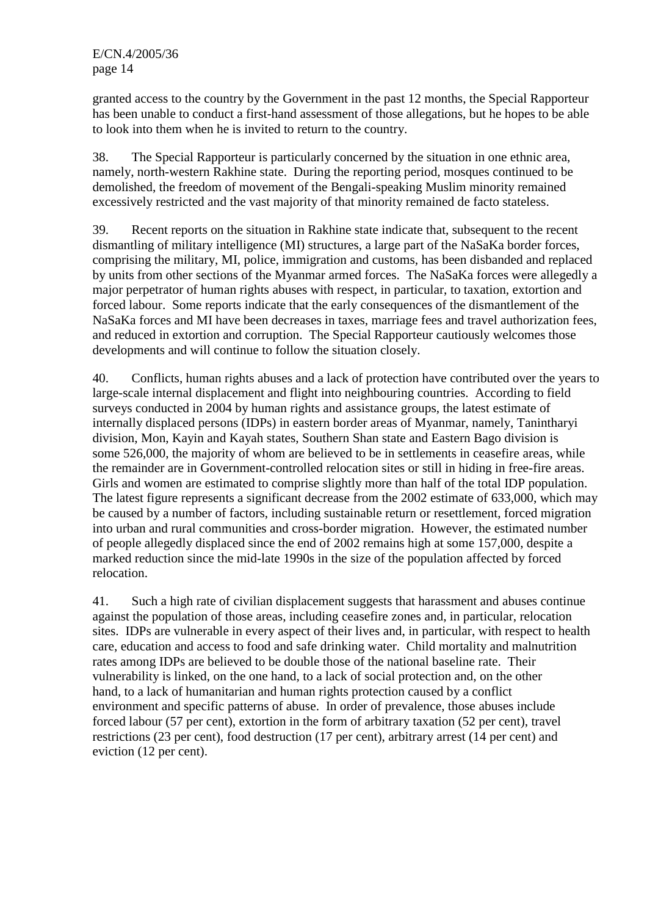granted access to the country by the Government in the past 12 months, the Special Rapporteur has been unable to conduct a first-hand assessment of those allegations, but he hopes to be able to look into them when he is invited to return to the country.

38. The Special Rapporteur is particularly concerned by the situation in one ethnic area, namely, north-western Rakhine state. During the reporting period, mosques continued to be demolished, the freedom of movement of the Bengali-speaking Muslim minority remained excessively restricted and the vast majority of that minority remained de facto stateless.

39. Recent reports on the situation in Rakhine state indicate that, subsequent to the recent dismantling of military intelligence (MI) structures, a large part of the NaSaKa border forces, comprising the military, MI, police, immigration and customs, has been disbanded and replaced by units from other sections of the Myanmar armed forces. The NaSaKa forces were allegedly a major perpetrator of human rights abuses with respect, in particular, to taxation, extortion and forced labour. Some reports indicate that the early consequences of the dismantlement of the NaSaKa forces and MI have been decreases in taxes, marriage fees and travel authorization fees, and reduced in extortion and corruption. The Special Rapporteur cautiously welcomes those developments and will continue to follow the situation closely.

40. Conflicts, human rights abuses and a lack of protection have contributed over the years to large-scale internal displacement and flight into neighbouring countries. According to field surveys conducted in 2004 by human rights and assistance groups, the latest estimate of internally displaced persons (IDPs) in eastern border areas of Myanmar, namely, Tanintharyi division, Mon, Kayin and Kayah states, Southern Shan state and Eastern Bago division is some 526,000, the majority of whom are believed to be in settlements in ceasefire areas, while the remainder are in Government-controlled relocation sites or still in hiding in free-fire areas. Girls and women are estimated to comprise slightly more than half of the total IDP population. The latest figure represents a significant decrease from the 2002 estimate of 633,000, which may be caused by a number of factors, including sustainable return or resettlement, forced migration into urban and rural communities and cross-border migration. However, the estimated number of people allegedly displaced since the end of 2002 remains high at some 157,000, despite a marked reduction since the mid-late 1990s in the size of the population affected by forced relocation.

41. Such a high rate of civilian displacement suggests that harassment and abuses continue against the population of those areas, including ceasefire zones and, in particular, relocation sites. IDPs are vulnerable in every aspect of their lives and, in particular, with respect to health care, education and access to food and safe drinking water. Child mortality and malnutrition rates among IDPs are believed to be double those of the national baseline rate. Their vulnerability is linked, on the one hand, to a lack of social protection and, on the other hand, to a lack of humanitarian and human rights protection caused by a conflict environment and specific patterns of abuse. In order of prevalence, those abuses include forced labour (57 per cent), extortion in the form of arbitrary taxation (52 per cent), travel restrictions (23 per cent), food destruction (17 per cent), arbitrary arrest (14 per cent) and eviction (12 per cent).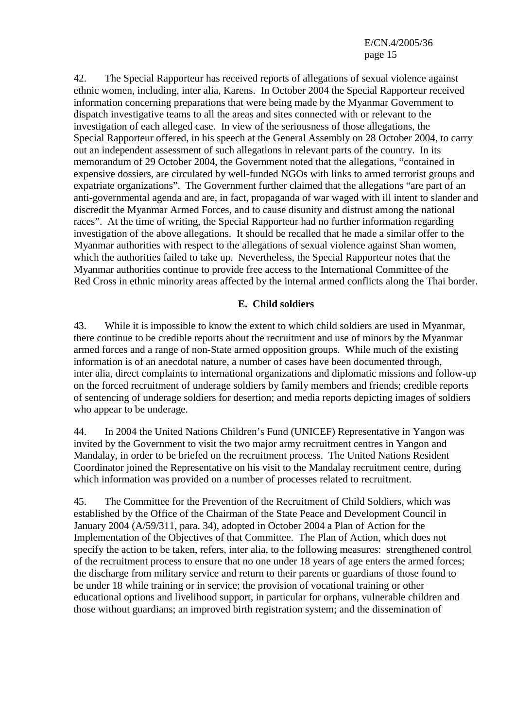42. The Special Rapporteur has received reports of allegations of sexual violence against ethnic women, including, inter alia, Karens. In October 2004 the Special Rapporteur received information concerning preparations that were being made by the Myanmar Government to dispatch investigative teams to all the areas and sites connected with or relevant to the investigation of each alleged case. In view of the seriousness of those allegations, the Special Rapporteur offered, in his speech at the General Assembly on 28 October 2004, to carry out an independent assessment of such allegations in relevant parts of the country. In its memorandum of 29 October 2004, the Government noted that the allegations, "contained in expensive dossiers, are circulated by well-funded NGOs with links to armed terrorist groups and expatriate organizations". The Government further claimed that the allegations "are part of an anti-governmental agenda and are, in fact, propaganda of war waged with ill intent to slander and discredit the Myanmar Armed Forces, and to cause disunity and distrust among the national races". At the time of writing, the Special Rapporteur had no further information regarding investigation of the above allegations. It should be recalled that he made a similar offer to the Myanmar authorities with respect to the allegations of sexual violence against Shan women, which the authorities failed to take up. Nevertheless, the Special Rapporteur notes that the Myanmar authorities continue to provide free access to the International Committee of the Red Cross in ethnic minority areas affected by the internal armed conflicts along the Thai border.

### E. Child soldiers

43. While it is impossible to know the extent to which child soldiers are used in Myanmar, there continue to be credible reports about the recruitment and use of minors by the Myanmar armed forces and a range of non-State armed opposition groups. While much of the existing information is of an anecdotal nature, a number of cases have been documented through, inter alia, direct complaints to international organizations and diplomatic missions and follow-up on the forced recruitment of underage soldiers by family members and friends; credible reports of sentencing of underage soldiers for desertion; and media reports depicting images of soldiers who appear to be underage.

44. In 2004 the United Nations Children's Fund (UNICEF) Representative in Yangon was invited by the Government to visit the two major army recruitment centres in Yangon and Mandalay, in order to be briefed on the recruitment process. The United Nations Resident Coordinator joined the Representative on his visit to the Mandalay recruitment centre, during which information was provided on a number of processes related to recruitment.

45. The Committee for the Prevention of the Recruitment of Child Soldiers, which was established by the Office of the Chairman of the State Peace and Development Council in January 2004 (A/59/311, para. 34), adopted in October 2004 a Plan of Action for the Implementation of the Objectives of that Committee. The Plan of Action, which does not specify the action to be taken, refers, inter alia, to the following measures: strengthened control of the recruitment process to ensure that no one under 18 years of age enters the armed forces; the discharge from military service and return to their parents or guardians of those found to be under 18 while training or in service; the provision of vocational training or other educational options and livelihood support, in particular for orphans, vulnerable children and those without guardians; an improved birth registration system; and the dissemination of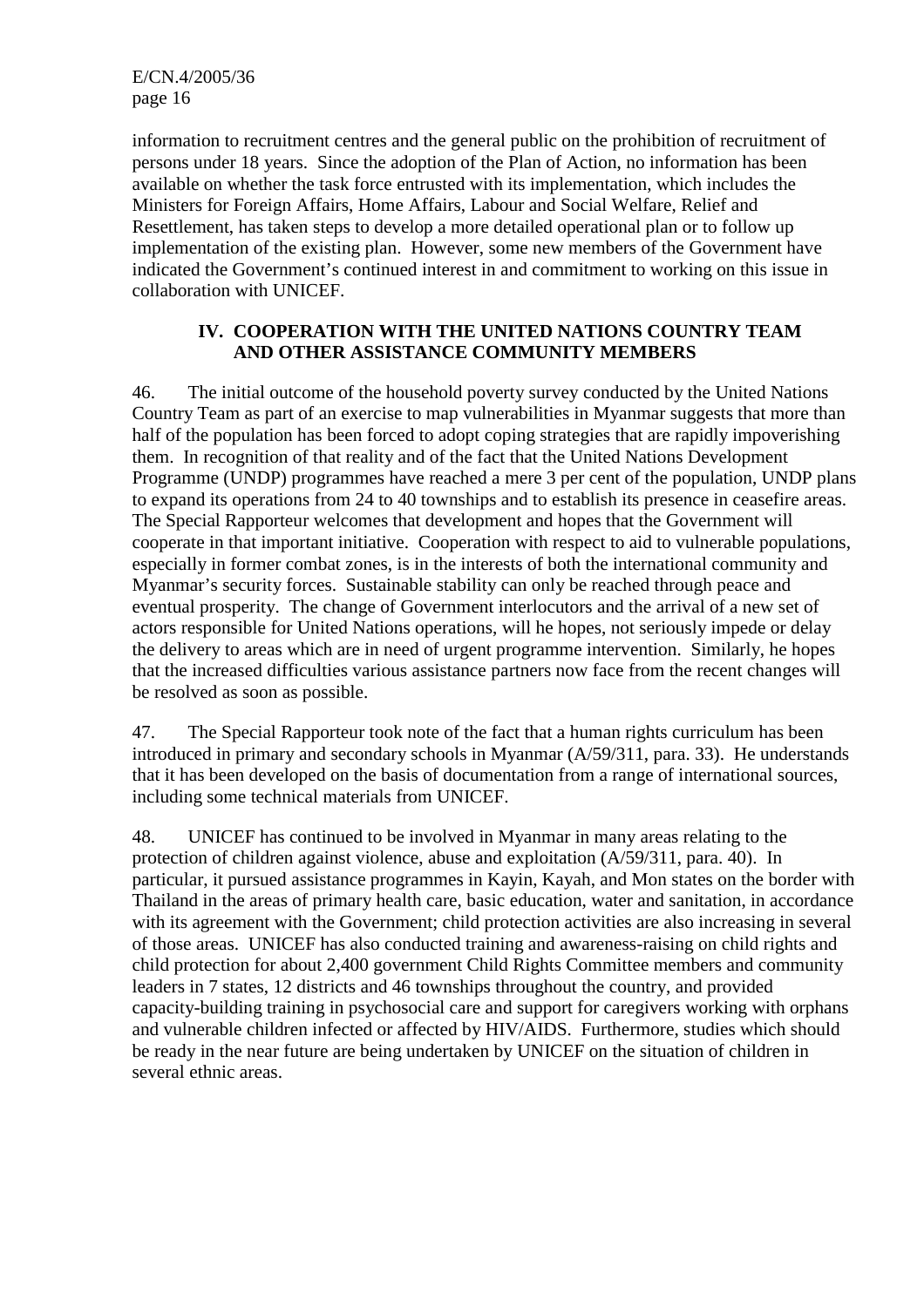information to recruitment centres and the general public on the prohibition of recruitment of persons under 18 years. Since the adoption of the Plan of Action, no information has been available on whether the task force entrusted with its implementation, which includes the Ministers for Foreign Affairs, Home Affairs, Labour and Social Welfare, Relief and Resettlement, has taken steps to develop a more detailed operational plan or to follow up implementation of the existing plan. However, some new members of the Government have indicated the Government's continued interest in and commitment to working on this issue in collaboration with UNICEF.

## IV. COOPERATION WITH THE UNITED NATIONS COUNTRY TEAM AND OTHER ASSISTANCE COMMUNITY MEMBERS

46. The initial outcome of the household poverty survey conducted by the United Nations Country Team as part of an exercise to map vulnerabilities in Myanmar suggests that more than half of the population has been forced to adopt coping strategies that are rapidly impoverishing them. In recognition of that reality and of the fact that the United Nations Development Programme (UNDP) programmes have reached a mere 3 per cent of the population, UNDP plans to expand its operations from 24 to 40 townships and to establish its presence in ceasefire areas. The Special Rapporteur welcomes that development and hopes that the Government will cooperate in that important initiative. Cooperation with respect to aid to vulnerable populations, especially in former combat zones, is in the interests of both the international community and Myanmar's security forces. Sustainable stability can only be reached through peace and eventual prosperity. The change of Government interlocutors and the arrival of a new set of actors responsible for United Nations operations, will he hopes, not seriously impede or delay the delivery to areas which are in need of urgent programme intervention. Similarly, he hopes that the increased difficulties various assistance partners now face from the recent changes will be resolved as soon as possible.

47. The Special Rapporteur took note of the fact that a human rights curriculum has been introduced in primary and secondary schools in Myanmar (A/59/311, para. 33). He understands that it has been developed on the basis of documentation from a range of international sources, including some technical materials from UNICEF.

48. UNICEF has continued to be involved in Myanmar in many areas relating to the protection of children against violence, abuse and exploitation (A/59/311, para. 40). In particular, it pursued assistance programmes in Kayin, Kayah, and Mon states on the border with Thailand in the areas of primary health care, basic education, water and sanitation, in accordance with its agreement with the Government; child protection activities are also increasing in several of those areas. UNICEF has also conducted training and awareness-raising on child rights and child protection for about 2,400 government Child Rights Committee members and community leaders in 7 states, 12 districts and 46 townships throughout the country, and provided capacity-building training in psychosocial care and support for caregivers working with orphans and vulnerable children infected or affected by HIV/AIDS. Furthermore, studies which should be ready in the near future are being undertaken by UNICEF on the situation of children in several ethnic areas.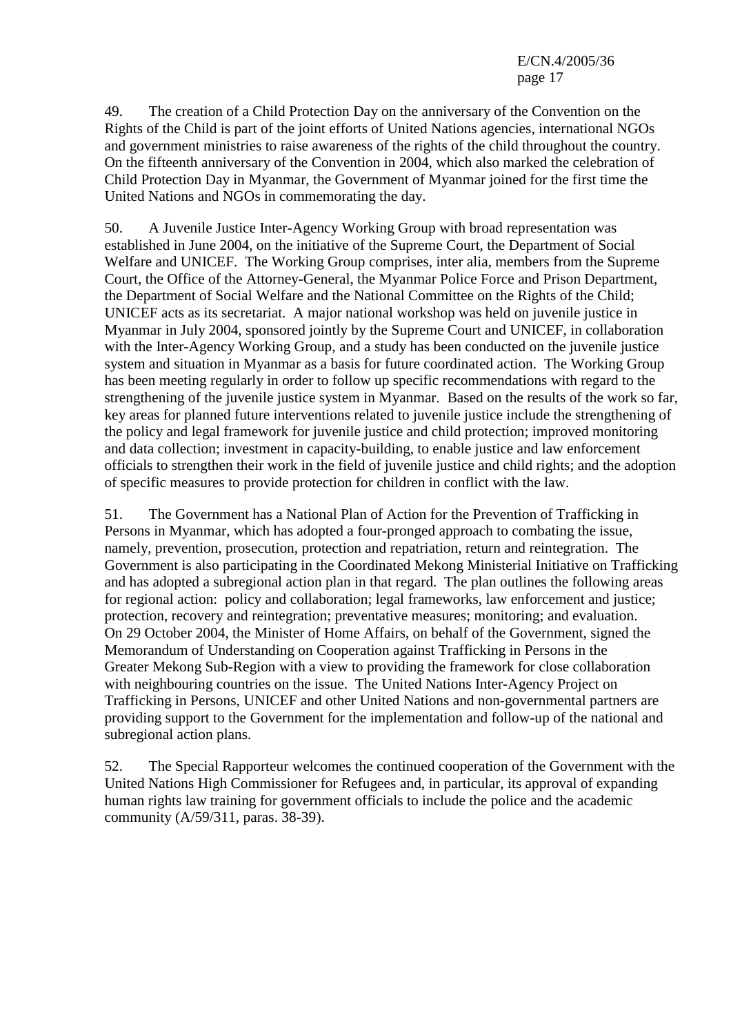49. The creation of a Child Protection Day on the anniversary of the Convention on the Rights of the Child is part of the joint efforts of United Nations agencies, international NGOs and government ministries to raise awareness of the rights of the child throughout the country. On the fifteenth anniversary of the Convention in 2004, which also marked the celebration of Child Protection Day in Myanmar, the Government of Myanmar joined for the first time the United Nations and NGOs in commemorating the day.

50. A Juvenile Justice Inter-Agency Working Group with broad representation was established in June 2004, on the initiative of the Supreme Court, the Department of Social Welfare and UNICEF. The Working Group comprises, inter alia, members from the Supreme Court, the Office of the Attorney-General, the Myanmar Police Force and Prison Department, the Department of Social Welfare and the National Committee on the Rights of the Child; UNICEF acts as its secretariat. A major national workshop was held on juvenile justice in Myanmar in July 2004, sponsored jointly by the Supreme Court and UNICEF, in collaboration with the Inter-Agency Working Group, and a study has been conducted on the juvenile justice system and situation in Myanmar as a basis for future coordinated action. The Working Group has been meeting regularly in order to follow up specific recommendations with regard to the strengthening of the juvenile justice system in Myanmar. Based on the results of the work so far, key areas for planned future interventions related to juvenile justice include the strengthening of the policy and legal framework for juvenile justice and child protection; improved monitoring and data collection; investment in capacity-building, to enable justice and law enforcement officials to strengthen their work in the field of juvenile justice and child rights; and the adoption of specific measures to provide protection for children in conflict with the law.

51. The Government has a National Plan of Action for the Prevention of Trafficking in Persons in Myanmar, which has adopted a four-pronged approach to combating the issue, namely, prevention, prosecution, protection and repatriation, return and reintegration. The Government is also participating in the Coordinated Mekong Ministerial Initiative on Trafficking and has adopted a subregional action plan in that regard. The plan outlines the following areas for regional action: policy and collaboration; legal frameworks, law enforcement and justice; protection, recovery and reintegration; preventative measures; monitoring; and evaluation. On 29 October 2004, the Minister of Home Affairs, on behalf of the Government, signed the Memorandum of Understanding on Cooperation against Trafficking in Persons in the Greater Mekong Sub-Region with a view to providing the framework for close collaboration with neighbouring countries on the issue. The United Nations Inter-Agency Project on Trafficking in Persons, UNICEF and other United Nations and non-governmental partners are providing support to the Government for the implementation and follow-up of the national and subregional action plans.

52. The Special Rapporteur welcomes the continued cooperation of the Government with the United Nations High Commissioner for Refugees and, in particular, its approval of expanding human rights law training for government officials to include the police and the academic community (A/59/311, paras. 38-39).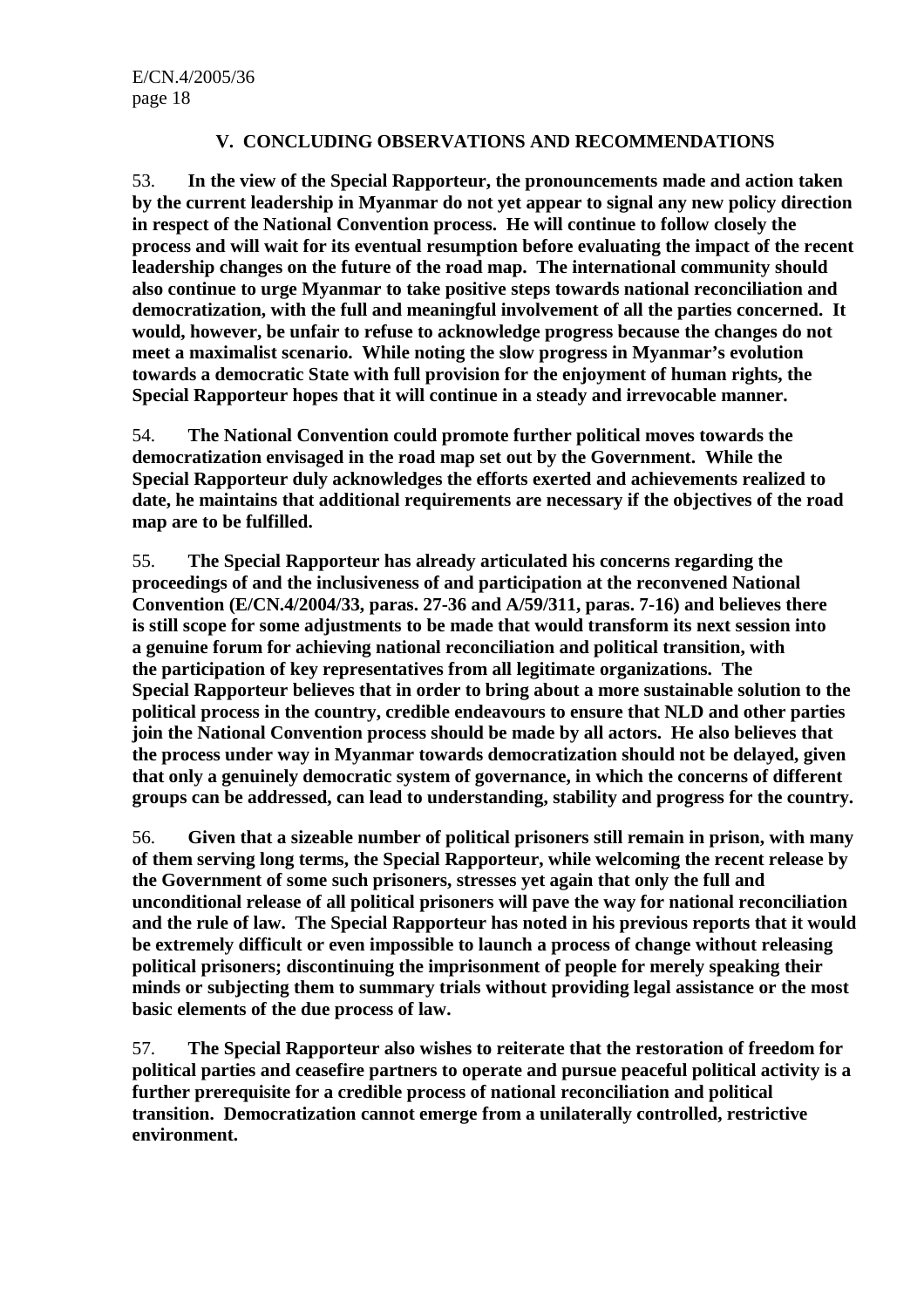## V. CONCLUDING OBSERVATIONS AND RECOMMENDATIONS

53. **In the view of the Special Rapporteur, the pronouncements made and action taken by the current leadership in Myanmar do not yet appear to signal any new policy direction in respect of the National Convention process. He will continue to follow closely the process and will wait for its eventual resumption before evaluating the impact of the recent leadership changes on the future of the road map. The international community should also continue to urge Myanmar to take positive steps towards national reconciliation and democratization, with the full and meaningful involvement of all the parties concerned. It would, however, be unfair to refuse to acknowledge progress because the changes do not meet a maximalist scenario. While noting the slow progress in Myanmar's evolution towards a democratic State with full provision for the enjoyment of human rights, the Special Rapporteur hopes that it will continue in a steady and irrevocable manner.**

54. **The National Convention could promote further political moves towards the democratization envisaged in the road map set out by the Government. While the Special Rapporteur duly acknowledges the efforts exerted and achievements realized to date, he maintains that additional requirements are necessary if the objectives of the road map are to be fulfilled.**

55. **The Special Rapporteur has already articulated his concerns regarding the proceedings of and the inclusiveness of and participation at the reconvened National Convention (E/CN.4/2004/33, paras. 27-36 and A/59/311, paras. 7-16) and believes there is still scope for some adjustments to be made that would transform its next session into a genuine forum for achieving national reconciliation and political transition, with the participation of key representatives from all legitimate organizations. The Special Rapporteur believes that in order to bring about a more sustainable solution to the political process in the country, credible endeavours to ensure that NLD and other parties join the National Convention process should be made by all actors. He also believes that the process under way in Myanmar towards democratization should not be delayed, given that only a genuinely democratic system of governance, in which the concerns of different groups can be addressed, can lead to understanding, stability and progress for the country.**

56. **Given that a sizeable number of political prisoners still remain in prison, with many of them serving long terms, the Special Rapporteur, while welcoming the recent release by the Government of some such prisoners, stresses yet again that only the full and unconditional release of all political prisoners will pave the way for national reconciliation and the rule of law. The Special Rapporteur has noted in his previous reports that it would be extremely difficult or even impossible to launch a process of change without releasing political prisoners; discontinuing the imprisonment of people for merely speaking their minds or subjecting them to summary trials without providing legal assistance or the most basic elements of the due process of law.**

57. **The Special Rapporteur also wishes to reiterate that the restoration of freedom for political parties and ceasefire partners to operate and pursue peaceful political activity is a further prerequisite for a credible process of national reconciliation and political transition. Democratization cannot emerge from a unilaterally controlled, restrictive environment.**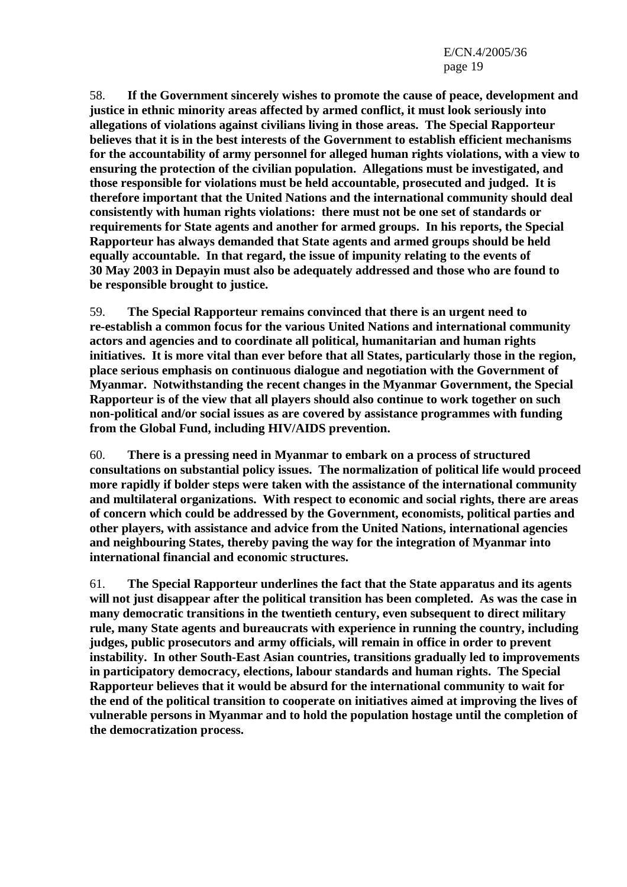58. **If the Government sincerely wishes to promote the cause of peace, development and justice in ethnic minority areas affected by armed conflict, it must look seriously into allegations of violations against civilians living in those areas. The Special Rapporteur believes that it is in the best interests of the Government to establish efficient mechanisms for the accountability of army personnel for alleged human rights violations, with a view to ensuring the protection of the civilian population. Allegations must be investigated, and those responsible for violations must be held accountable, prosecuted and judged. It is therefore important that the United Nations and the international community should deal consistently with human rights violations: there must not be one set of standards or requirements for State agents and another for armed groups. In his reports, the Special Rapporteur has always demanded that State agents and armed groups should be held equally accountable. In that regard, the issue of impunity relating to the events of 30 May 2003 in Depayin must also be adequately addressed and those who are found to be responsible brought to justice.**

59. **The Special Rapporteur remains convinced that there is an urgent need to re-establish a common focus for the various United Nations and international community actors and agencies and to coordinate all political, humanitarian and human rights initiatives. It is more vital than ever before that all States, particularly those in the region, place serious emphasis on continuous dialogue and negotiation with the Government of Myanmar. Notwithstanding the recent changes in the Myanmar Government, the Special Rapporteur is of the view that all players should also continue to work together on such non-political and/or social issues as are covered by assistance programmes with funding from the Global Fund, including HIV/AIDS prevention.**

60. **There is a pressing need in Myanmar to embark on a process of structured consultations on substantial policy issues. The normalization of political life would proceed more rapidly if bolder steps were taken with the assistance of the international community and multilateral organizations. With respect to economic and social rights, there are areas of concern which could be addressed by the Government, economists, political parties and other players, with assistance and advice from the United Nations, international agencies and neighbouring States, thereby paving the way for the integration of Myanmar into international financial and economic structures.**

61. **The Special Rapporteur underlines the fact that the State apparatus and its agents will not just disappear after the political transition has been completed. As was the case in many democratic transitions in the twentieth century, even subsequent to direct military rule, many State agents and bureaucrats with experience in running the country, including judges, public prosecutors and army officials, will remain in office in order to prevent instability. In other South-East Asian countries, transitions gradually led to improvements in participatory democracy, elections, labour standards and human rights. The Special Rapporteur believes that it would be absurd for the international community to wait for the end of the political transition to cooperate on initiatives aimed at improving the lives of vulnerable persons in Myanmar and to hold the population hostage until the completion of the democratization process.**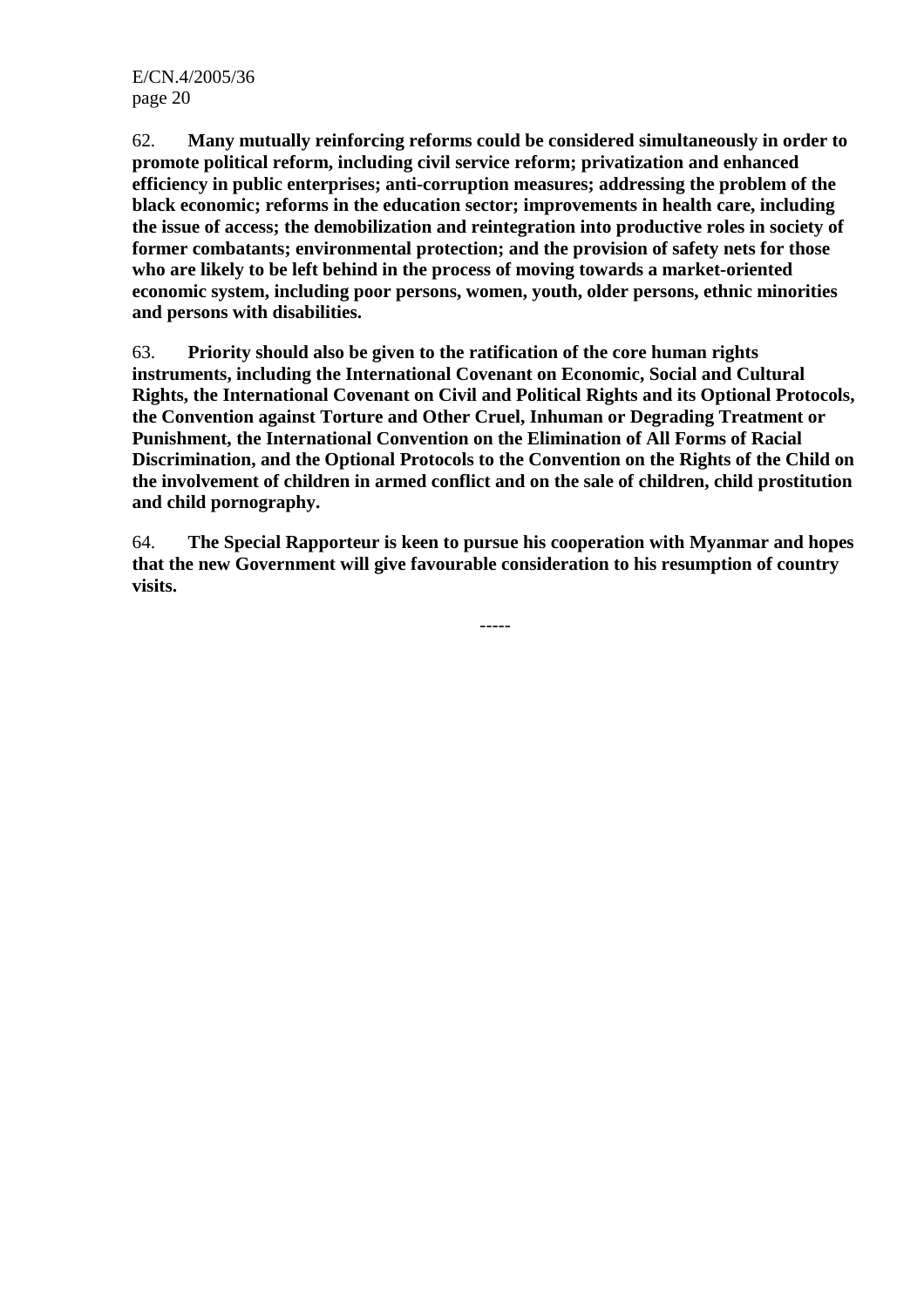62. **Many mutually reinforcing reforms could be considered simultaneously in order to promote political reform, including civil service reform; privatization and enhanced efficiency in public enterprises; anti-corruption measures; addressing the problem of the black economic; reforms in the education sector; improvements in health care, including the issue of access; the demobilization and reintegration into productive roles in society of former combatants; environmental protection; and the provision of safety nets for those who are likely to be left behind in the process of moving towards a market-oriented economic system, including poor persons, women, youth, older persons, ethnic minorities and persons with disabilities.**

63. **Priority should also be given to the ratification of the core human rights instruments, including the International Covenant on Economic, Social and Cultural Rights, the International Covenant on Civil and Political Rights and its Optional Protocols, the Convention against Torture and Other Cruel, Inhuman or Degrading Treatment or Punishment, the International Convention on the Elimination of All Forms of Racial Discrimination, and the Optional Protocols to the Convention on the Rights of the Child on the involvement of children in armed conflict and on the sale of children, child prostitution and child pornography.**

64. **The Special Rapporteur is keen to pursue his cooperation with Myanmar and hopes that the new Government will give favourable consideration to his resumption of country visits.**

-----